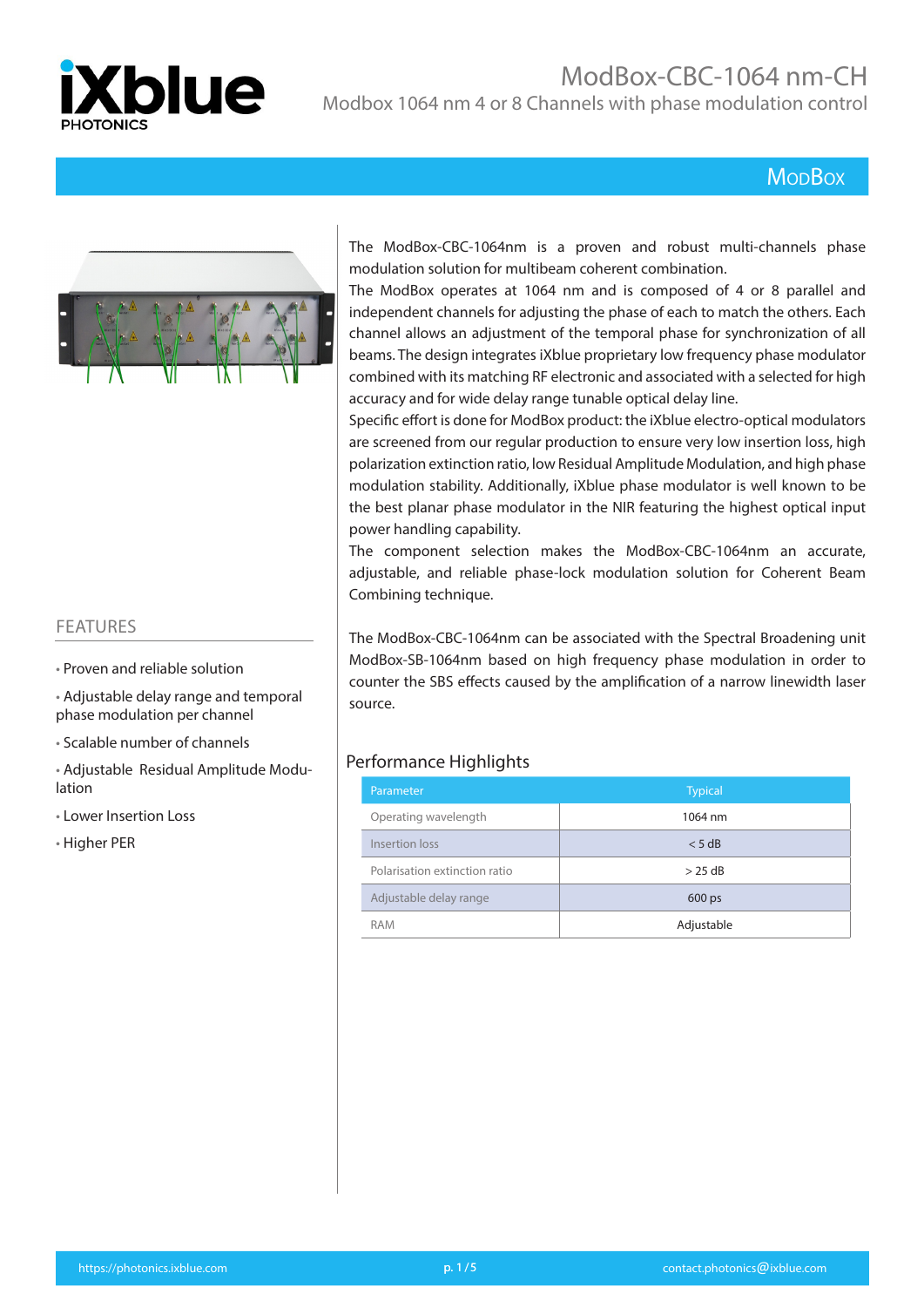# ModBox-CBC-1064 nm-CH

Modbox 1064 nm 4 or 8 Channels with phase modulation control

ModBox

The ModBox-CBC-1064nm is a proven and robust multi-channels phase modulation solution for multibeam coherent combination.

The ModBox operates at 1064 nm and is composed of 4 or 8 parallel and independent channels for adjusting the phase of each to match the others. Each channel allows an adjustment of the temporal phase for synchronization of all beams. The design integrates iXblue proprietary low frequency phase modulator combined with its matching RF electronic and associated with a selected for high accuracy and for wide delay range tunable optical delay line.

Specific effort is done for ModBox product: the iXblue electro-optical modulators are screened from our regular production to ensure very low insertion loss, high polarization extinction ratio, low Residual Amplitude Modulation, and high phase modulation stability. Additionally, iXblue phase modulator is well known to be the best planar phase modulator in the NIR featuring the highest optical input power handling capability.

The component selection makes the ModBox-CBC-1064nm an accurate, adjustable, and reliable phase-lock modulation solution for Coherent Beam Combining technique.

The ModBox-CBC-1064nm can be associated with the Spectral Broadening unit ModBox-SB-1064nm based on high frequency phase modulation in order to counter the SBS effects caused by the amplification of a narrow linewidth laser source.

## FEATURES

- Proven and reliable solution
- Adjustable delay range and temporal phase modulation per channel
- Scalable number of channels
- Adjustable Residual Amplitude Modulation
- Lower Insertion Loss
- Higher PER

## Performance Highlights

| Parameter | Typical |
|---|---|
| Operating wavelength | 1064 nm |
| Insertion loss | < 5 dB |
| Polarisation extinction ratio | > 25 dB |
| Adjustable delay range | 600 ps |
| RAM | Adjustable |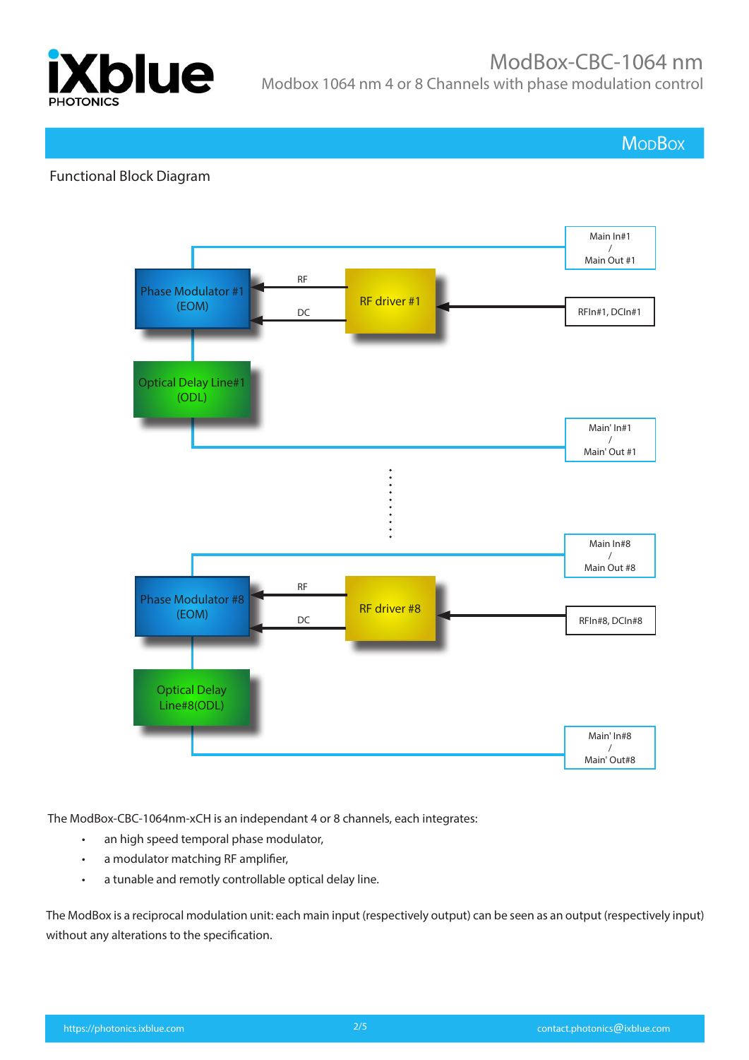## Functional Block Diagram

The ModBox-CBC-1064nm-xCH is an independant 4 or 8 channels, each integrates:

- an high speed temporal phase modulator,
- a modulator matching RF amplifier,
- a tunable and remotly controllable optical delay line.

The ModBox is a reciprocal modulation unit: each main input (respectively output) can be seen as an output (respectively input) without any alterations to the specification.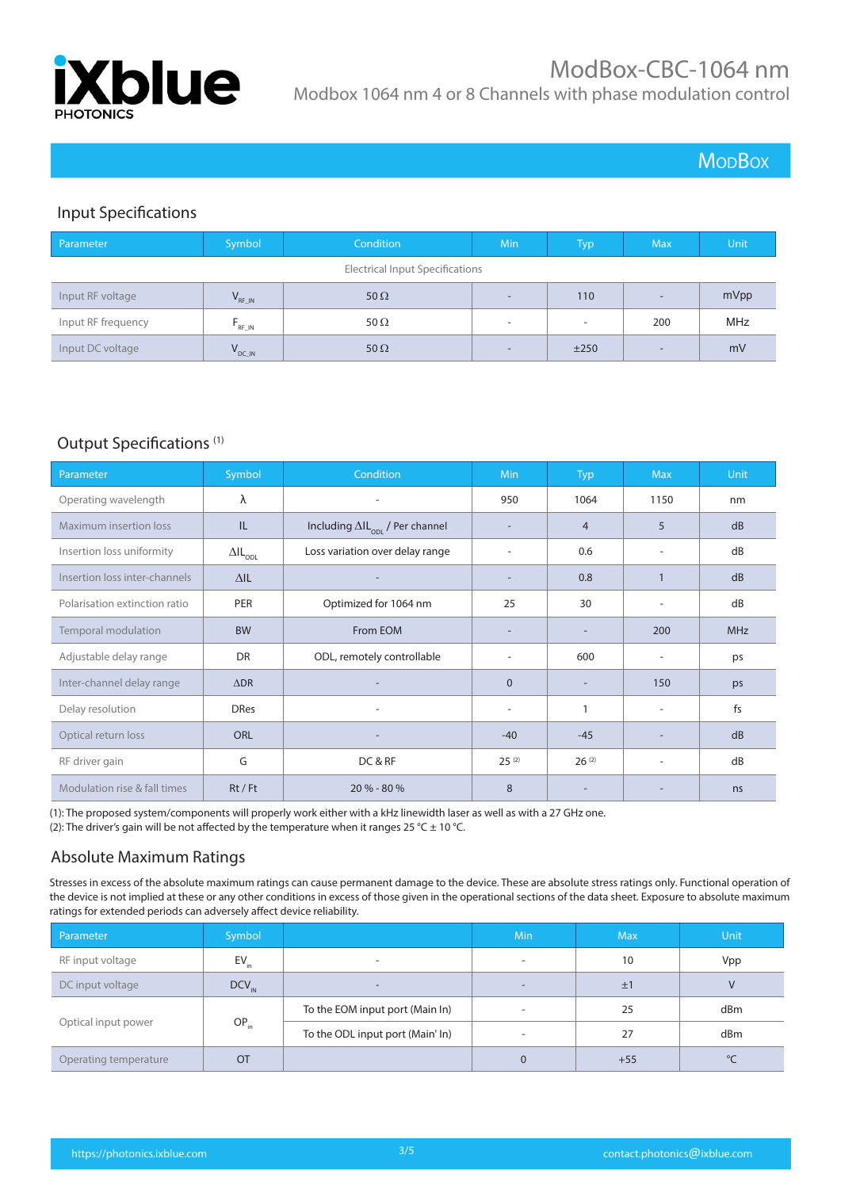# ModBox-CBC-1064 nm

Modbox 1064 nm 4 or 8 Channels with phase modulation control

MODBOX

## Input Specifications

| Parameter | Symbol | Condition | Min | Typ | Max | Unit |
|---|---|---|---|---|---|---|
| Electrical Input Specifications | | | | | | |
| Input RF voltage | $V_{RF\_IN}$ | 50 Ω | - | 110 | - | mVpp |
| Input RF frequency | $F_{RF\_IN}$ | 50 Ω | - | - | 200 | MHz |
| Input DC voltage | $V_{DC\_IN}$ | 50 Ω | - | ±250 | - | mV |

## Output Specifications (1)

| Parameter | Symbol | Condition | Min | Typ | Max | Unit |
|---|---|---|---|---|---|---|
| Operating wavelength | λ | - | 950 | 1064 | 1150 | nm |
| Maximum insertion loss | IL | Including $\Delta IL_{ODL}$ / Per channel | - | 4 | 5 | dB |
| Insertion loss uniformity | $\Delta IL_{ODL}$ | Loss variation over delay range | - | 0.6 | - | dB |
| Insertion loss inter-channels | ΔIL | - | - | 0.8 | 1 | dB |
| Polarisation extinction ratio | PER | Optimized for 1064 nm | 25 | 30 | - | dB |
| Temporal modulation | BW | From EOM | - | - | 200 | MHz |
| Adjustable delay range | DR | ODL, remotely controllable | - | 600 | - | ps |
| Inter-channel delay range | ΔDR | - | 0 | - | 150 | ps |
| Delay resolution | DRes | - | - | 1 | - | fs |
| Optical return loss | ORL | - | -40 | -45 | - | dB |
| RF driver gain | G | DC & RF | 25 (2) | 26 (2) | - | dB |
| Modulation rise & fall times | Rt / Ft | 20 % - 80 % | 8 | - | - | ns |

(1): The proposed system/components will properly work either with a kHz linewidth laser as well as with a 27 GHz one.
(2): The driver's gain will be not affected by the temperature when it ranges 25 °C ± 10 °C.

## Absolute Maximum Ratings

Stresses in excess of the absolute maximum ratings can cause permanent damage to the device. These are absolute stress ratings only. Functional operation of the device is not implied at these or any other conditions in excess of those given in the operational sections of the data sheet. Exposure to absolute maximum ratings for extended periods can adversely affect device reliability.

| Parameter | Symbol | | Min | Max | Unit |
|---|---|---|---|---|---|
| RF input voltage | $EV_{in}$ | - | - | 10 | Vpp |
| DC input voltage | $DCV_{IN}$ | - | - | ±1 | V |
| Optical input power | $OP_{in}$ | To the EOM input port (Main In) | - | 25 | dBm |
| | | To the ODL input port (Main' In) | - | 27 | dBm |
| Operating temperature | OT | | 0 | +55 | °C |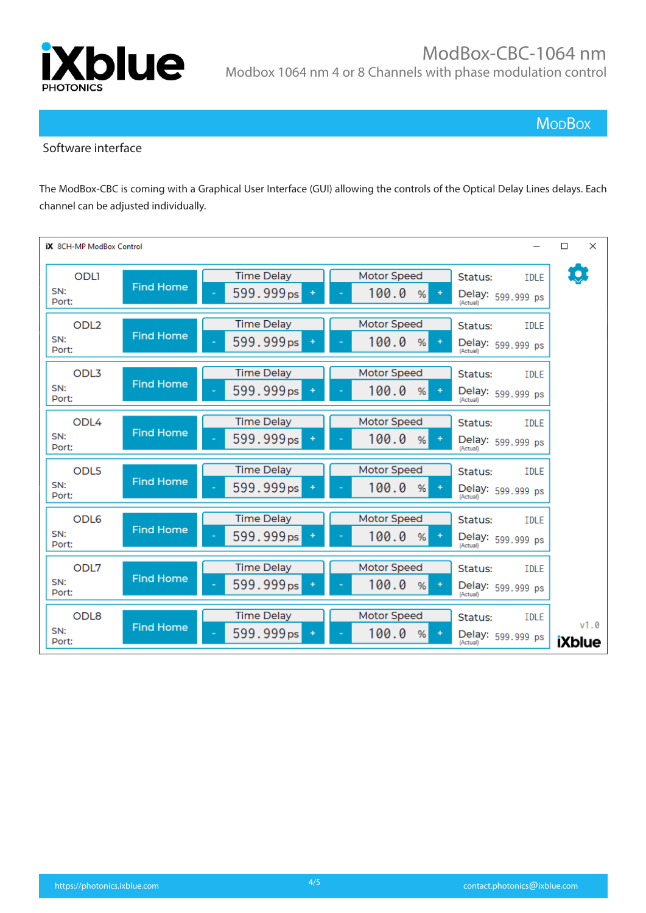## Software interface

The ModBox-CBC is coming with a Graphical User Interface (GUI) allowing the controls of the Optical Delay Lines delays. Each channel can be adjusted individually.

**8CH-MP ModBox Control**

| Channel | | Time Delay | Motor Speed | Status | Delay (Actual) |
|---|---|---|---|---|---|
| ODL1<br>SN:<br>Port: | Find Home | - 599.999 ps + | - 100.0 % + | IDLE | 599.999 ps |
| ODL2<br>SN:<br>Port: | Find Home | - 599.999 ps + | - 100.0 % + | IDLE | 599.999 ps |
| ODL3<br>SN:<br>Port: | Find Home | - 599.999 ps + | - 100.0 % + | IDLE | 599.999 ps |
| ODL4<br>SN:<br>Port: | Find Home | - 599.999 ps + | - 100.0 % + | IDLE | 599.999 ps |
| ODL5<br>SN:<br>Port: | Find Home | - 599.999 ps + | - 100.0 % + | IDLE | 599.999 ps |
| ODL6<br>SN:<br>Port: | Find Home | - 599.999 ps + | - 100.0 % + | IDLE | 599.999 ps |
| ODL7<br>SN:<br>Port: | Find Home | - 599.999 ps + | - 100.0 % + | IDLE | 599.999 ps |
| ODL8<br>SN:<br>Port: | Find Home | - 599.999 ps + | - 100.0 % + | IDLE | 599.999 ps |

v1.0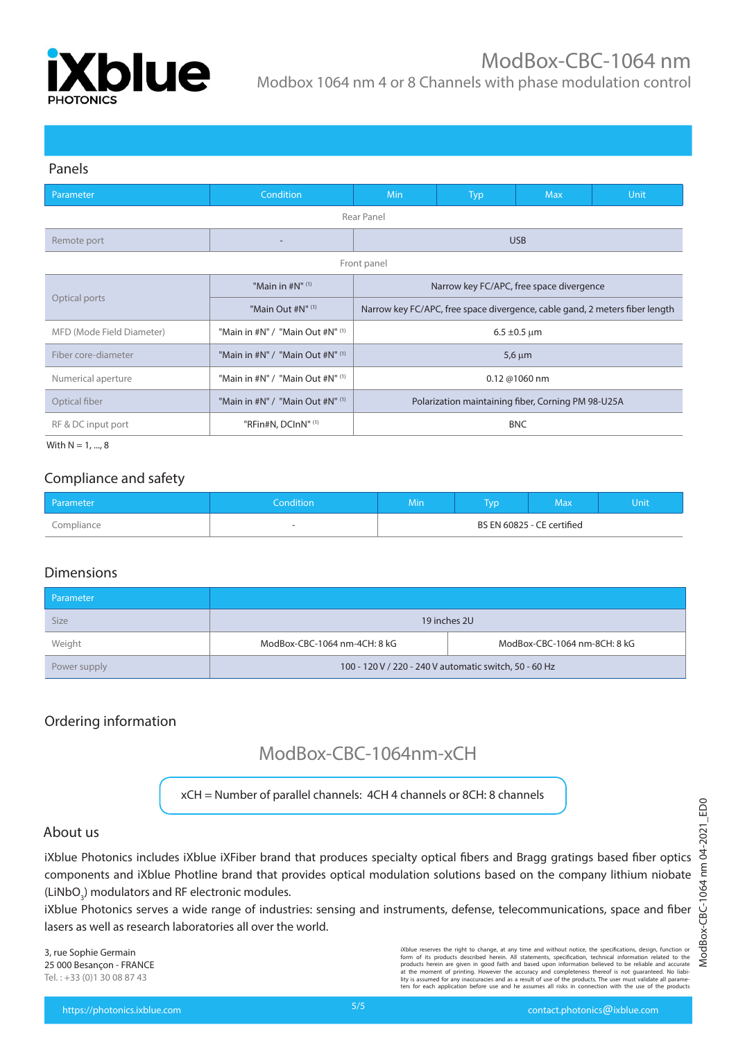# ModBox-CBC-1064 nm

Modbox 1064 nm 4 or 8 Channels with phase modulation control

## Panels

| Parameter | Condition | Min | Typ | Max | Unit |
|---|---|---|---|---|---|
| Rear Panel | | | | | |
| Remote port | - | USB | | | |
| Front panel | | | | | |
| Optical ports | "Main in #N" (1) | Narrow key FC/APC, free space divergence | | | |
| | "Main Out #N" (1) | Narrow key FC/APC, free space divergence, cable gand, 2 meters fiber length | | | |
| MFD (Mode Field Diameter) | "Main in #N" / "Main Out #N" (1) | 6.5 ±0.5 µm | | | |
| Fiber core-diameter | "Main in #N" / "Main Out #N" (1) | 5,6 µm | | | |
| Numerical aperture | "Main in #N" / "Main Out #N" (1) | 0.12 @1060 nm | | | |
| Optical fiber | "Main in #N" / "Main Out #N" (1) | Polarization maintaining fiber, Corning PM 98-U25A | | | |
| RF & DC input port | "RFin#N, DCInN" (1) | BNC | | | |

With N = 1, ..., 8

## Compliance and safety

| Parameter | Condition | Min | Typ | Max | Unit |
|---|---|---|---|---|---|
| Compliance | - | BS EN 60825 - CE certified | | | |

## Dimensions

| Parameter | | |
|---|---|---|
| Size | 19 inches 2U | |
| Weight | ModBox-CBC-1064 nm-4CH: 8 kG | ModBox-CBC-1064 nm-8CH: 8 kG |
| Power supply | 100 - 120 V / 220 - 240 V automatic switch, 50 - 60 Hz | |

## Ordering information

ModBox-CBC-1064nm-xCH

xCH = Number of parallel channels: 4CH 4 channels or 8CH: 8 channels

## About us

iXblue Photonics includes iXblue iXFiber brand that produces specialty optical fibers and Bragg gratings based fiber optics components and iXblue Photline brand that provides optical modulation solutions based on the company lithium niobate ($LiNbO_3$) modulators and RF electronic modules.

iXblue Photonics serves a wide range of industries: sensing and instruments, defense, telecommunications, space and fiber lasers as well as research laboratories all over the world.

3, rue Sophie Germain
25 000 Besançon - FRANCE
Tel. : +33 (0)1 30 08 87 43

iXblue reserves the right to change, at any time and without notice, the specifications, design, function or form of its products described herein. All statements, specification, technical information related to the products herein are given in good faith and based upon information believed to be reliable and accurate at the moment of printing. However the accuracy and completeness thereof is not guaranteed. No liability is assumed for any inaccuracies and as a result of use of the products. The user must validate all parameters for each application before use and he assumes all risks in connection with the use of the products

ModBox-CBC-1064 nm 04-2021_ED0

https://photonics.ixblue.com

contact.photonics@ixblue.com